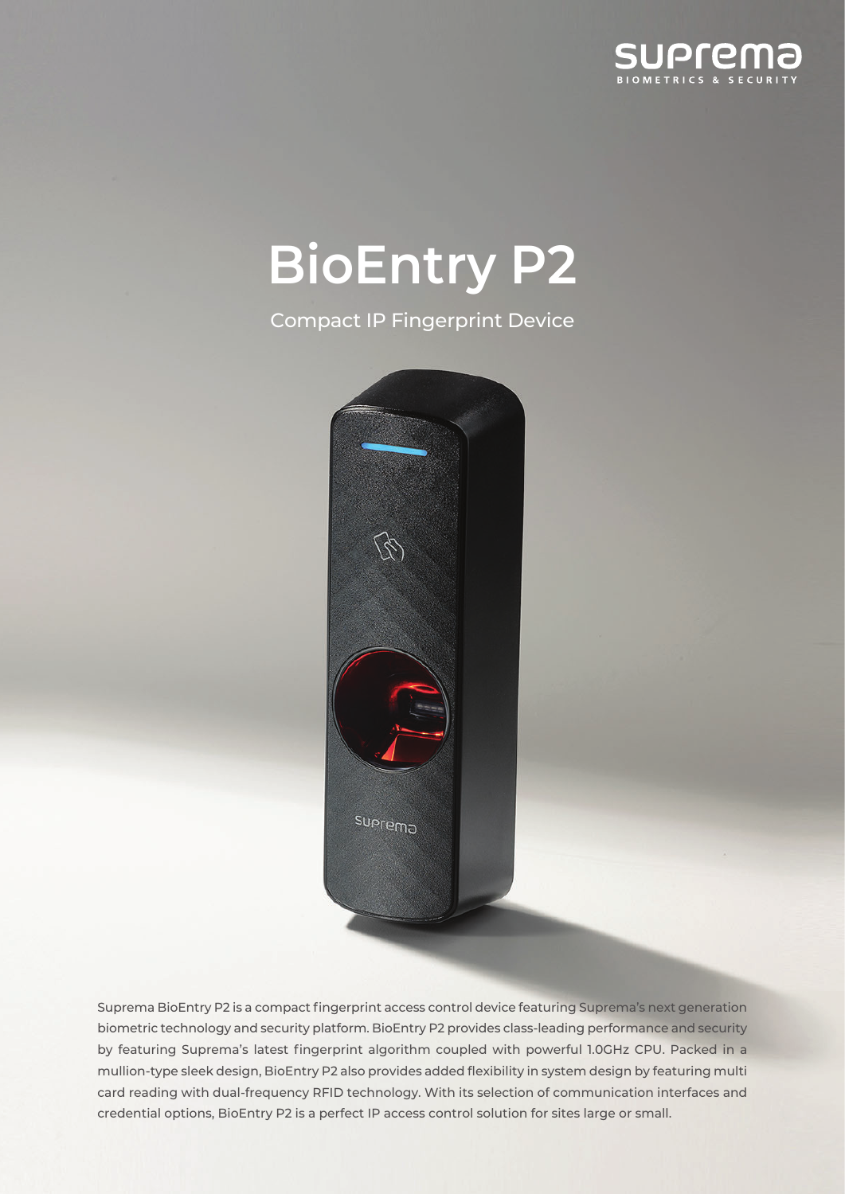suprema
BIOMETRICS & SECURITY

# BioEntry P2

Compact IP Fingerprint Device

Suprema BioEntry P2 is a compact fingerprint access control device featuring Suprema's next generation biometric technology and security platform. BioEntry P2 provides class-leading performance and security by featuring Suprema's latest fingerprint algorithm coupled with powerful 1.0GHz CPU. Packed in a mullion-type sleek design, BioEntry P2 also provides added flexibility in system design by featuring multi card reading with dual-frequency RFID technology. With its selection of communication interfaces and credential options, BioEntry P2 is a perfect IP access control solution for sites large or small.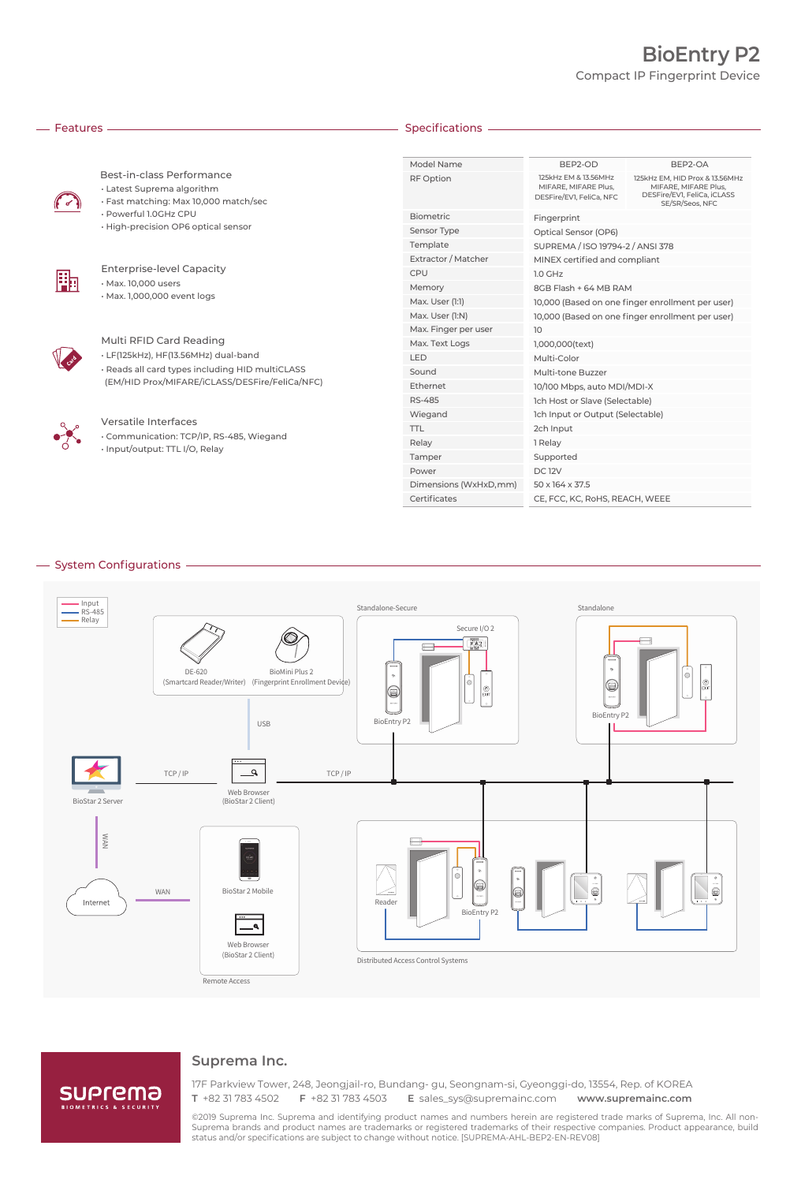# BioEntry P2

Compact IP Fingerprint Device

## Features

### Best-in-class Performance

- Latest Suprema algorithm
- Fast matching: Max 10,000 match/sec
- Powerful 1.0GHz CPU
- High-precision OP6 optical sensor

### Enterprise-level Capacity

- Max. 10,000 users
- Max. 1,000,000 event logs

### Multi RFID Card Reading

- LF(125kHz), HF(13.56MHz) dual-band
- Reads all card types including HID multiCLASS (EM/HID Prox/MIFARE/iCLASS/DESFire/FeliCa/NFC)

### Versatile Interfaces

- Communication: TCP/IP, RS-485, Wiegand
- Input/output: TTL I/O, Relay

## Specifications

| Model Name | BEP2-OD | BEP2-OA |
|---|---|---|
| RF Option | 125kHz EM & 13.56MHz MIFARE, MIFARE Plus, DESFire/EV1, FeliCa, NFC | 125kHz EM, HID Prox & 13.56MHz MIFARE, MIFARE Plus, DESFire/EV1, FeliCa, iCLASS SE/SR/Seos, NFC |
| Biometric | Fingerprint | |
| Sensor Type | Optical Sensor (OP6) | |
| Template | SUPREMA / ISO 19794-2 / ANSI 378 | |
| Extractor / Matcher | MINEX certified and compliant | |
| CPU | 1.0 GHz | |
| Memory | 8GB Flash + 64 MB RAM | |
| Max. User (1:1) | 10,000 (Based on one finger enrollment per user) | |
| Max. User (1:N) | 10,000 (Based on one finger enrollment per user) | |
| Max. Finger per user | 10 | |
| Max. Text Logs | 1,000,000(text) | |
| LED | Multi-Color | |
| Sound | Multi-tone Buzzer | |
| Ethernet | 10/100 Mbps, auto MDI/MDI-X | |
| RS-485 | 1ch Host or Slave (Selectable) | |
| Wiegand | 1ch Input or Output (Selectable) | |
| TTL | 2ch Input | |
| Relay | 1 Relay | |
| Tamper | Supported | |
| Power | DC 12V | |
| Dimensions (WxHxD,mm) | 50 x 164 x 37.5 | |
| Certificates | CE, FCC, KC, RoHS, REACH, WEEE | |

## System Configurations

Input
RS-485
Relay

DE-620 (Smartcard Reader/Writer)
BioMini Plus 2 (Fingerprint Enrollment Device)
USB
Standalone-Secure
Secure I/O 2
BioEntry P2
Standalone
BioEntry P2
BioStar 2 Server
TCP / IP
Web Browser (BioStar 2 Client)
TCP / IP
WAN
Internet
WAN
BioStar 2 Mobile
Web Browser (BioStar 2 Client)
Remote Access
Reader
BioEntry P2
Distributed Access Control Systems

## Suprema Inc.

17F Parkview Tower, 248, Jeongjail-ro, Bundang- gu, Seongnam-si, Gyeonggi-do, 13554, Rep. of KOREA

**T** +82 31 783 4502 **F** +82 31 783 4503 **E** sales_sys@supremainc.com **www.supremainc.com**

©2019 Suprema Inc. Suprema and identifying product names and numbers herein are registered trade marks of Suprema, Inc. All non-Suprema brands and product names are trademarks or registered trademarks of their respective companies. Product appearance, build status and/or specifications are subject to change without notice. [SUPREMA-AHL-BEP2-EN-REV08]